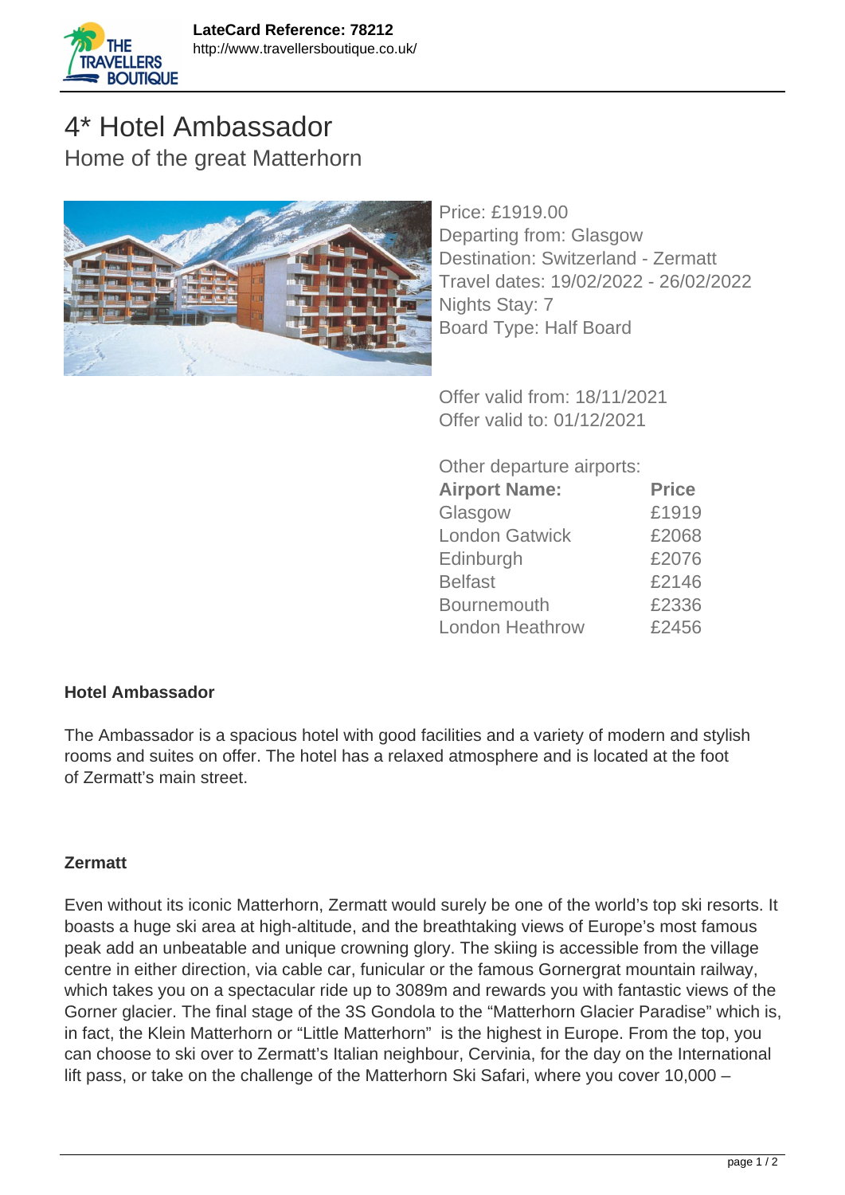LateCard Reference: 78212
http://www.travellersboutique.co.uk/

# 4* Hotel Ambassador

## Home of the great Matterhorn

Price: £1919.00
Departing from: Glasgow
Destination: Switzerland - Zermatt
Travel dates: 19/02/2022 - 26/02/2022
Nights Stay: 7
Board Type: Half Board

Offer valid from: 18/11/2021
Offer valid to: 01/12/2021

Other departure airports:

| Airport Name: | Price |
|---|---|
| Glasgow | £1919 |
| London Gatwick | £2068 |
| Edinburgh | £2076 |
| Belfast | £2146 |
| Bournemouth | £2336 |
| London Heathrow | £2456 |

**Hotel Ambassador**

The Ambassador is a spacious hotel with good facilities and a variety of modern and stylish rooms and suites on offer. The hotel has a relaxed atmosphere and is located at the foot of Zermatt's main street.

**Zermatt**

Even without its iconic Matterhorn, Zermatt would surely be one of the world's top ski resorts. It boasts a huge ski area at high-altitude, and the breathtaking views of Europe's most famous peak add an unbeatable and unique crowning glory. The skiing is accessible from the village centre in either direction, via cable car, funicular or the famous Gornergrat mountain railway, which takes you on a spectacular ride up to 3089m and rewards you with fantastic views of the Gorner glacier. The final stage of the 3S Gondola to the "Matterhorn Glacier Paradise" which is, in fact, the Klein Matterhorn or "Little Matterhorn" is the highest in Europe. From the top, you can choose to ski over to Zermatt's Italian neighbour, Cervinia, for the day on the International lift pass, or take on the challenge of the Matterhorn Ski Safari, where you cover 10,000 –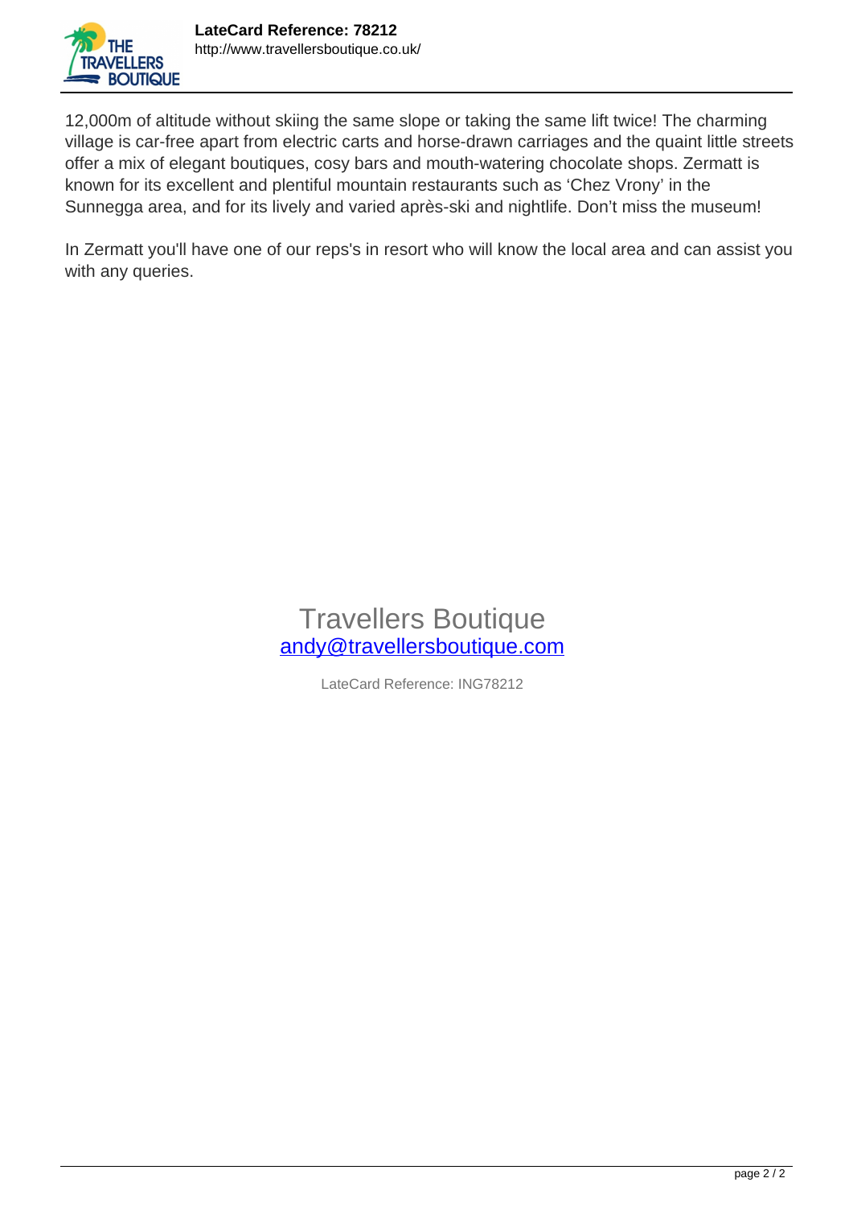12,000m of altitude without skiing the same slope or taking the same lift twice! The charming village is car-free apart from electric carts and horse-drawn carriages and the quaint little streets offer a mix of elegant boutiques, cosy bars and mouth-watering chocolate shops. Zermatt is known for its excellent and plentiful mountain restaurants such as ‘Chez Vrony’ in the Sunnegga area, and for its lively and varied après-ski and nightlife. Don’t miss the museum!

In Zermatt you'll have one of our reps's in resort who will know the local area and can assist you with any queries.

Travellers Boutique
andy@travellersboutique.com

LateCard Reference: ING78212